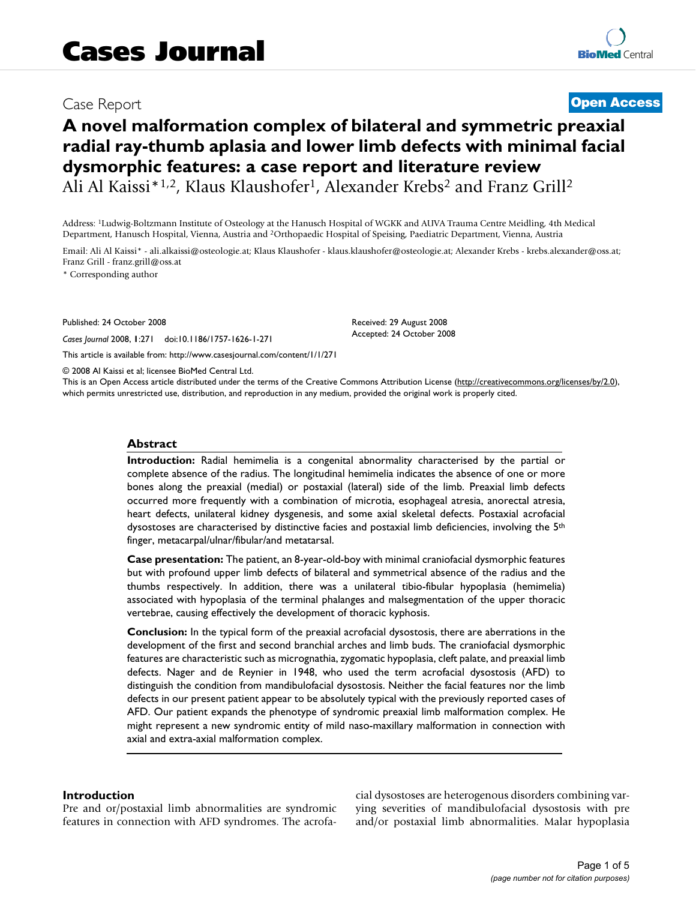# Cases Journal

Case Report **Open Access**

# A novel malformation complex of bilateral and symmetric preaxial radial ray-thumb aplasia and lower limb defects with minimal facial dysmorphic features: a case report and literature review

Ali Al Kaissi*[1,2], Klaus Klaushofer[1], Alexander Krebs[2] and Franz Grill[2]

Address: [1]Ludwig-Boltzmann Institute of Osteology at the Hanusch Hospital of WGKK and AUVA Trauma Centre Meidling, 4th Medical Department, Hanusch Hospital, Vienna, Austria and [2]Orthopaedic Hospital of Speising, Paediatric Department, Vienna, Austria

Email: Ali Al Kaissi* - ali.alkaissi@osteologie.at; Klaus Klaushofer - klaus.klaushofer@osteologie.at; Alexander Krebs - krebs.alexander@oss.at; Franz Grill - franz.grill@oss.at

\* Corresponding author

Published: 24 October 2008

*Cases Journal* 2008, **1**:271 doi:10.1186/1757-1626-1-271

Received: 29 August 2008
Accepted: 24 October 2008

This article is available from: http://www.casesjournal.com/content/1/1/271

© 2008 Al Kaissi et al; licensee BioMed Central Ltd.

This is an Open Access article distributed under the terms of the Creative Commons Attribution License (http://creativecommons.org/licenses/by/2.0), which permits unrestricted use, distribution, and reproduction in any medium, provided the original work is properly cited.

## Abstract

**Introduction:** Radial hemimelia is a congenital abnormality characterised by the partial or complete absence of the radius. The longitudinal hemimelia indicates the absence of one or more bones along the preaxial (medial) or postaxial (lateral) side of the limb. Preaxial limb defects occurred more frequently with a combination of microtia, esophageal atresia, anorectal atresia, heart defects, unilateral kidney dysgenesis, and some axial skeletal defects. Postaxial acrofacial dysostoses are characterised by distinctive facies and postaxial limb deficiencies, involving the 5th finger, metacarpal/ulnar/fibular/and metatarsal.

**Case presentation:** The patient, an 8-year-old-boy with minimal craniofacial dysmorphic features but with profound upper limb defects of bilateral and symmetrical absence of the radius and the thumbs respectively. In addition, there was a unilateral tibio-fibular hypoplasia (hemimelia) associated with hypoplasia of the terminal phalanges and malsegmentation of the upper thoracic vertebrae, causing effectively the development of thoracic kyphosis.

**Conclusion:** In the typical form of the preaxial acrofacial dysostosis, there are aberrations in the development of the first and second branchial arches and limb buds. The craniofacial dysmorphic features are characteristic such as micrognathia, zygomatic hypoplasia, cleft palate, and preaxial limb defects. Nager and de Reynier in 1948, who used the term acrofacial dysostosis (AFD) to distinguish the condition from mandibulofacial dysostosis. Neither the facial features nor the limb defects in our present patient appear to be absolutely typical with the previously reported cases of AFD. Our patient expands the phenotype of syndromic preaxial limb malformation complex. He might represent a new syndromic entity of mild naso-maxillary malformation in connection with axial and extra-axial malformation complex.

## Introduction

Pre and or/postaxial limb abnormalities are syndromic features in connection with AFD syndromes. The acrofacial dysostoses are heterogenous disorders combining varying severities of mandibulofacial dysostosis with pre and/or postaxial limb abnormalities. Malar hypoplasia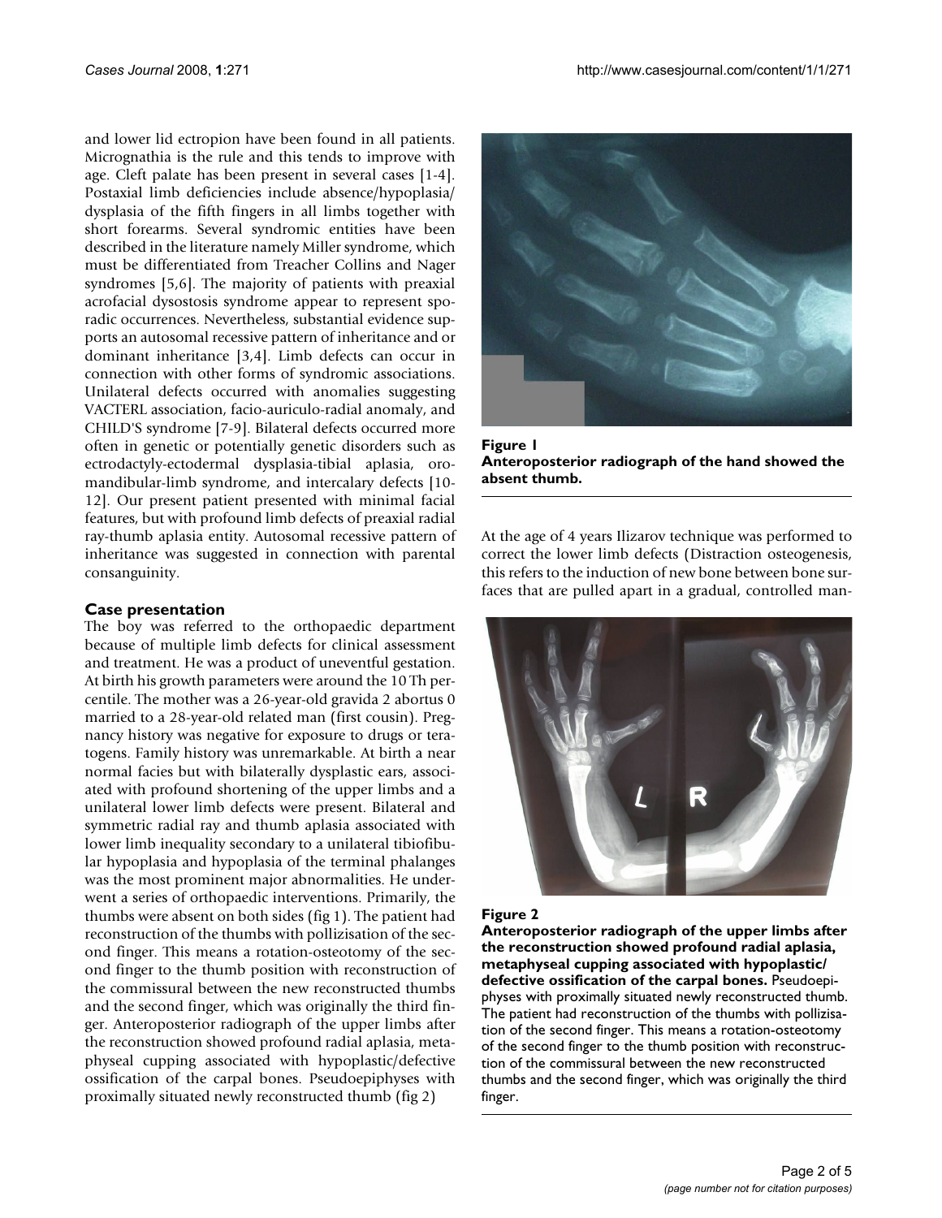and lower lid ectropion have been found in all patients. Micrognathia is the rule and this tends to improve with age. Cleft palate has been present in several cases [1-4]. Postaxial limb deficiencies include absence/hypoplasia/dysplasia of the fifth fingers in all limbs together with short forearms. Several syndromic entities have been described in the literature namely Miller syndrome, which must be differentiated from Treacher Collins and Nager syndromes [5,6]. The majority of patients with preaxial acrofacial dysostosis syndrome appear to represent sporadic occurrences. Nevertheless, substantial evidence supports an autosomal recessive pattern of inheritance and or dominant inheritance [3,4]. Limb defects can occur in connection with other forms of syndromic associations. Unilateral defects occurred with anomalies suggesting VACTERL association, facio-auriculo-radial anomaly, and CHILD'S syndrome [7-9]. Bilateral defects occurred more often in genetic or potentially genetic disorders such as ectrodactyly-ectodermal dysplasia-tibial aplasia, oromandibular-limb syndrome, and intercalary defects [10-12]. Our present patient presented with minimal facial features, but with profound limb defects of preaxial radial ray-thumb aplasia entity. Autosomal recessive pattern of inheritance was suggested in connection with parental consanguinity.

## Case presentation

The boy was referred to the orthopaedic department because of multiple limb defects for clinical assessment and treatment. He was a product of uneventful gestation. At birth his growth parameters were around the 10 Th percentile. The mother was a 26-year-old gravida 2 abortus 0 married to a 28-year-old related man (first cousin). Pregnancy history was negative for exposure to drugs or teratogens. Family history was unremarkable. At birth a near normal facies but with bilaterally dysplastic ears, associated with profound shortening of the upper limbs and a unilateral lower limb defects were present. Bilateral and symmetric radial ray and thumb aplasia associated with lower limb inequality secondary to a unilateral tibiofibular hypoplasia and hypoplasia of the terminal phalanges was the most prominent major abnormalities. He underwent a series of orthopaedic interventions. Primarily, the thumbs were absent on both sides (fig 1). The patient had reconstruction of the thumbs with pollizisation of the second finger. This means a rotation-osteotomy of the second finger to the thumb position with reconstruction of the commissural between the new reconstructed thumbs and the second finger, which was originally the third finger. Anteroposterior radiograph of the upper limbs after the reconstruction showed profound radial aplasia, metaphyseal cupping associated with hypoplastic/defective ossification of the carpal bones. Pseudoepiphyses with proximally situated newly reconstructed thumb (fig 2)

**Figure 1**
**Anteroposterior radiograph of the hand showed the absent thumb.**

At the age of 4 years Ilizarov technique was performed to correct the lower limb defects (Distraction osteogenesis, this refers to the induction of new bone between bone surfaces that are pulled apart in a gradual, controlled man-

**Figure 2**
**Anteroposterior radiograph of the upper limbs after the reconstruction showed profound radial aplasia, metaphyseal cupping associated with hypoplastic/defective ossification of the carpal bones.** Pseudoepiphyses with proximally situated newly reconstructed thumb. The patient had reconstruction of the thumbs with pollizisation of the second finger. This means a rotation-osteotomy of the second finger to the thumb position with reconstruction of the commissural between the new reconstructed thumbs and the second finger, which was originally the third finger.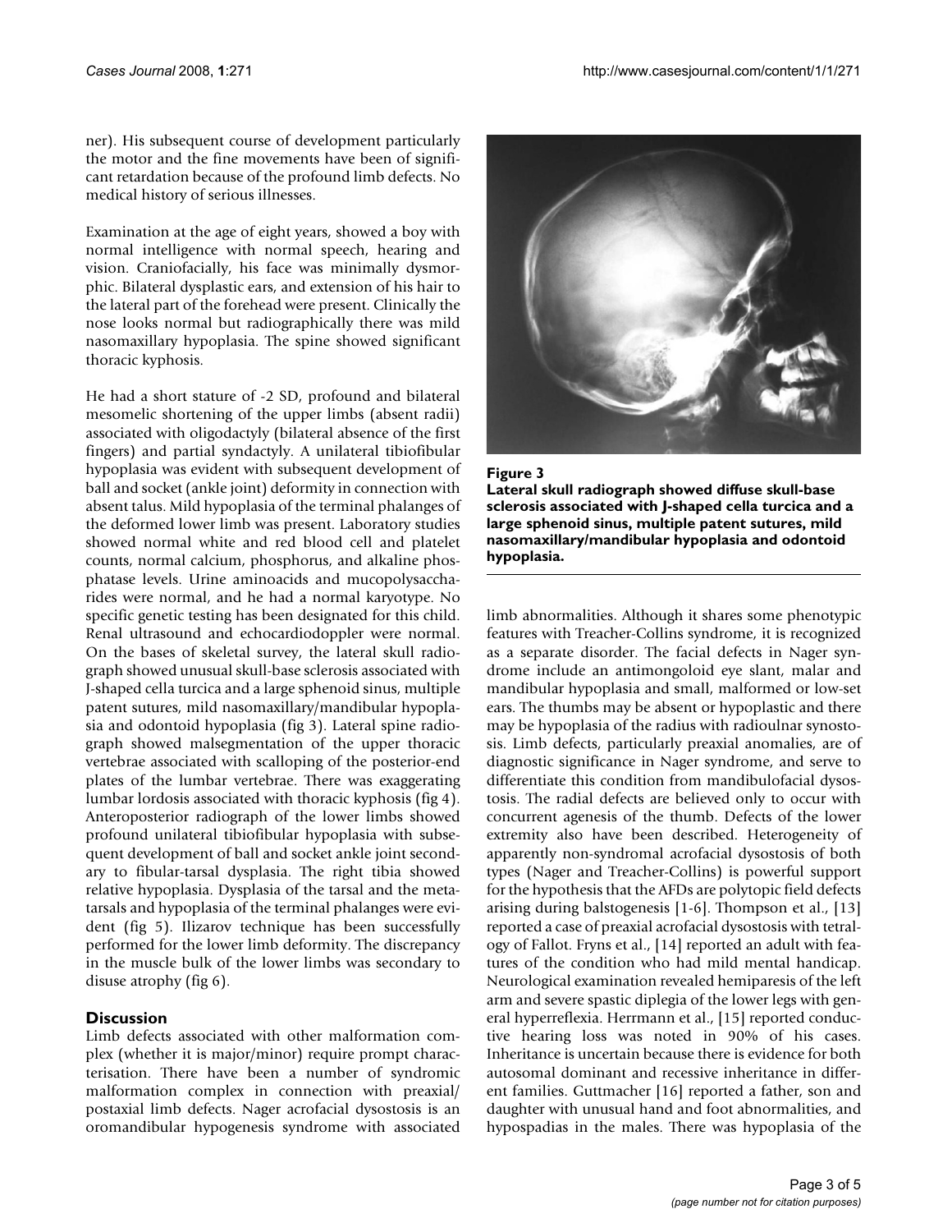ner). His subsequent course of development particularly the motor and the fine movements have been of significant retardation because of the profound limb defects. No medical history of serious illnesses.

Examination at the age of eight years, showed a boy with normal intelligence with normal speech, hearing and vision. Craniofacially, his face was minimally dysmorphic. Bilateral dysplastic ears, and extension of his hair to the lateral part of the forehead were present. Clinically the nose looks normal but radiographically there was mild nasomaxillary hypoplasia. The spine showed significant thoracic kyphosis.

He had a short stature of -2 SD, profound and bilateral mesomelic shortening of the upper limbs (absent radii) associated with oligodactyly (bilateral absence of the first fingers) and partial syndactyly. A unilateral tibiofibular hypoplasia was evident with subsequent development of ball and socket (ankle joint) deformity in connection with absent talus. Mild hypoplasia of the terminal phalanges of the deformed lower limb was present. Laboratory studies showed normal white and red blood cell and platelet counts, normal calcium, phosphorus, and alkaline phosphatase levels. Urine aminoacids and mucopolysaccharides were normal, and he had a normal karyotype. No specific genetic testing has been designated for this child. Renal ultrasound and echocardiodoppler were normal. On the bases of skeletal survey, the lateral skull radiograph showed unusual skull-base sclerosis associated with J-shaped cella turcica and a large sphenoid sinus, multiple patent sutures, mild nasomaxillary/mandibular hypoplasia and odontoid hypoplasia (fig 3). Lateral spine radiograph showed malsegmentation of the upper thoracic vertebrae associated with scalloping of the posterior-end plates of the lumbar vertebrae. There was exaggerating lumbar lordosis associated with thoracic kyphosis (fig 4). Anteroposterior radiograph of the lower limbs showed profound unilateral tibiofibular hypoplasia with subsequent development of ball and socket ankle joint secondary to fibular-tarsal dysplasia. The right tibia showed relative hypoplasia. Dysplasia of the tarsal and the metatarsals and hypoplasia of the terminal phalanges were evident (fig 5). Ilizarov technique has been successfully performed for the lower limb deformity. The discrepancy in the muscle bulk of the lower limbs was secondary to disuse atrophy (fig 6).

**Figure 3**
**Lateral skull radiograph showed diffuse skull-base sclerosis associated with J-shaped cella turcica and a large sphenoid sinus, multiple patent sutures, mild nasomaxillary/mandibular hypoplasia and odontoid hypoplasia.**

## Discussion

Limb defects associated with other malformation complex (whether it is major/minor) require prompt characterisation. There have been a number of syndromic malformation complex in connection with preaxial/postaxial limb defects. Nager acrofacial dysostosis is an oromandibular hypogenesis syndrome with associated limb abnormalities. Although it shares some phenotypic features with Treacher-Collins syndrome, it is recognized as a separate disorder. The facial defects in Nager syndrome include an antimongoloid eye slant, malar and mandibular hypoplasia and small, malformed or low-set ears. The thumbs may be absent or hypoplastic and there may be hypoplasia of the radius with radioulnar synostosis. Limb defects, particularly preaxial anomalies, are of diagnostic significance in Nager syndrome, and serve to differentiate this condition from mandibulofacial dysostosis. The radial defects are believed only to occur with concurrent agenesis of the thumb. Defects of the lower extremity also have been described. Heterogeneity of apparently non-syndromal acrofacial dysostosis of both types (Nager and Treacher-Collins) is powerful support for the hypothesis that the AFDs are polytopic field defects arising during balstogenesis [1-6]. Thompson et al., [13] reported a case of preaxial acrofacial dysostosis with tetralogy of Fallot. Fryns et al., [14] reported an adult with features of the condition who had mild mental handicap. Neurological examination revealed hemiparesis of the left arm and severe spastic diplegia of the lower legs with general hyperreflexia. Herrmann et al., [15] reported conductive hearing loss was noted in 90% of his cases. Inheritance is uncertain because there is evidence for both autosomal dominant and recessive inheritance in different families. Guttmacher [16] reported a father, son and daughter with unusual hand and foot abnormalities, and hypospadias in the males. There was hypoplasia of the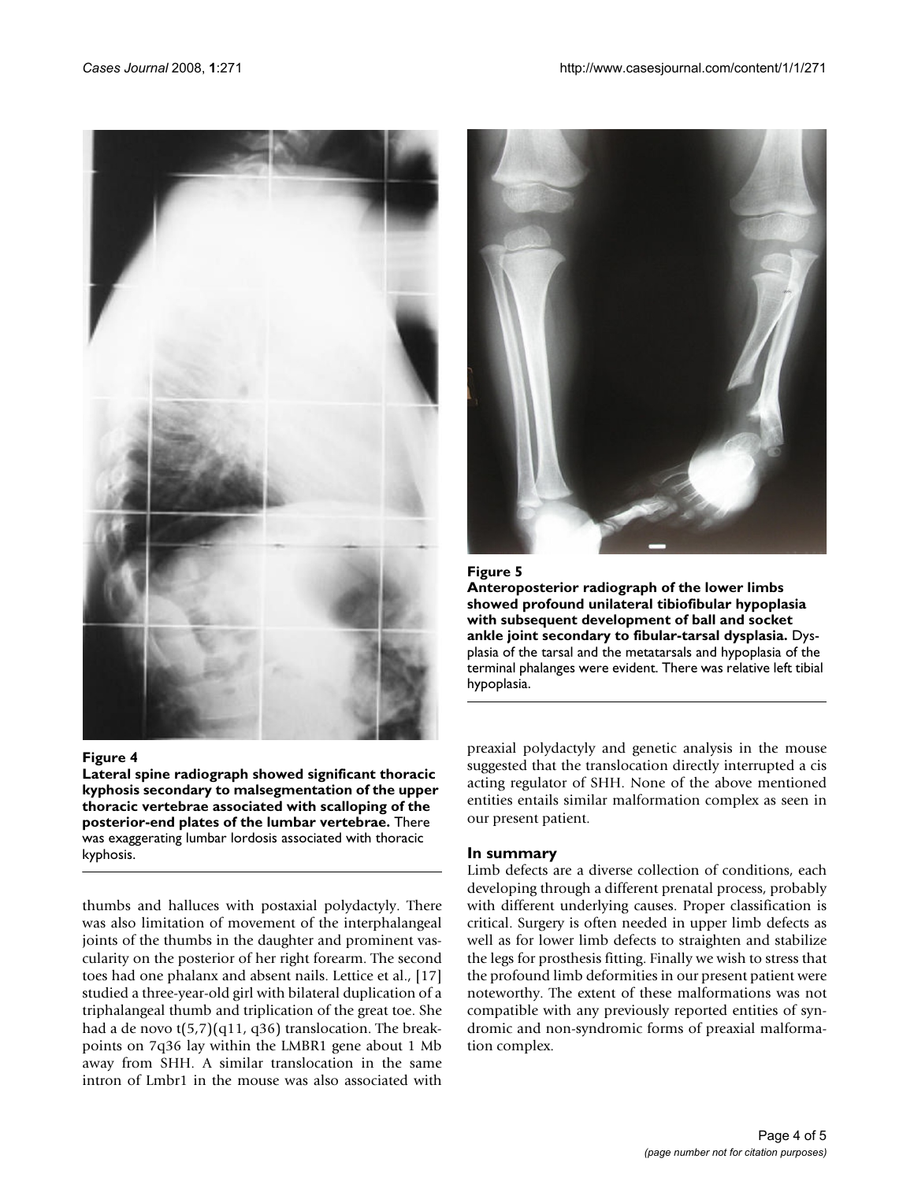**Figure 4**

**Lateral spine radiograph showed significant thoracic kyphosis secondary to malsegmentation of the upper thoracic vertebrae associated with scalloping of the posterior-end plates of the lumbar vertebrae.** There was exaggerating lumbar lordosis associated with thoracic kyphosis.

**Figure 5**

**Anteroposterior radiograph of the lower limbs showed profound unilateral tibiofibular hypoplasia with subsequent development of ball and socket ankle joint secondary to fibular-tarsal dysplasia.** Dysplasia of the tarsal and the metatarsals and hypoplasia of the terminal phalanges were evident. There was relative left tibial hypoplasia.

thumbs and halluces with postaxial polydactyly. There was also limitation of movement of the interphalangeal joints of the thumbs in the daughter and prominent vascularity on the posterior of her right forearm. The second toes had one phalanx and absent nails. Lettice et al., [17] studied a three-year-old girl with bilateral duplication of a triphalangeal thumb and triplication of the great toe. She had a de novo t(5,7)(q11, q36) translocation. The breakpoints on 7q36 lay within the LMBR1 gene about 1 Mb away from SHH. A similar translocation in the same intron of Lmbr1 in the mouse was also associated with preaxial polydactyly and genetic analysis in the mouse suggested that the translocation directly interrupted a cis acting regulator of SHH. None of the above mentioned entities entails similar malformation complex as seen in our present patient.

## In summary

Limb defects are a diverse collection of conditions, each developing through a different prenatal process, probably with different underlying causes. Proper classification is critical. Surgery is often needed in upper limb defects as well as for lower limb defects to straighten and stabilize the legs for prosthesis fitting. Finally we wish to stress that the profound limb deformities in our present patient were noteworthy. The extent of these malformations was not compatible with any previously reported entities of syndromic and non-syndromic forms of preaxial malformation complex.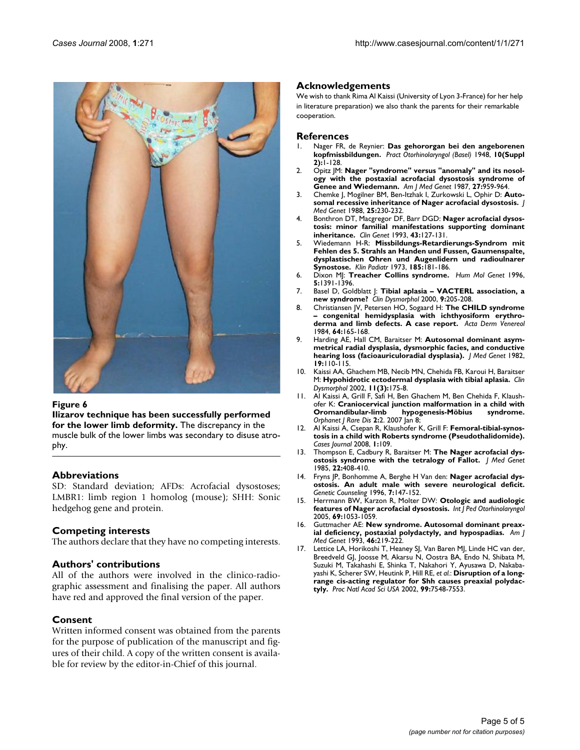**Figure 6**

**Ilizarov technique has been successfully performed for the lower limb deformity.** The discrepancy in the muscle bulk of the lower limbs was secondary to disuse atrophy.

## Abbreviations

SD: Standard deviation; AFDs: Acrofacial dysostoses; LMBR1: limb region 1 homolog (mouse); SHH: Sonic hedgehog gene and protein.

## Competing interests

The authors declare that they have no competing interests.

## Authors' contributions

All of the authors were involved in the clinico-radiographic assessment and finalising the paper. All authors have red and approved the final version of the paper.

## Consent

Written informed consent was obtained from the parents for the purpose of publication of the manuscript and figures of their child. A copy of the written consent is available for review by the editor-in-Chief of this journal.

## Acknowledgements

We wish to thank Rima Al Kaissi (University of Lyon 3-France) for her help in literature preparation) we also thank the parents for their remarkable cooperation.

## References

1. Nager FR, de Reynier: **Das gehororgan bei den angeborenen kopfmissbildungen.** *Pract Otorhinolaryngol (Basel)* 1948, **10(Suppl 2):**1-128.
2. Opitz JM: **Nager "syndrome" versus "anomaly" and its nosology with the postaxial acrofacial dysostosis syndrome of Genee and Wiedemann.** *Am J Med Genet* 1987, **27:**959-964.
3. Chemke J, Mogilner BM, Ben-Itzhak I, Zurkowski L, Ophir D: **Autosomal recessive inheritance of Nager acrofacial dysostosis.** *J Med Genet* 1988, **25:**230-232.
4. Bonthron DT, Macgregor DF, Barr DGD: **Nager acrofacial dysostosis: minor familial manifestations supporting dominant inheritance.** *Clin Genet* 1993, **43:**127-131.
5. Wiedemann H-R: **Missbildungs-Retardierungs-Syndrom mit Fehlen des 5. Strahls an Handen und Fussen, Gaumenspalte, dysplastischen Ohren und Augenlidern und radioulnarer Synostose.** *Klin Padiatr* 1973, **185:**181-186.
6. Dixon MJ: **Treacher Collins syndrome.** *Hum Mol Genet* 1996, **5:**1391-1396.
7. Basel D, Goldblatt J: **Tibial aplasia – VACTERL association, a new syndrome?** *Clin Dysmorphol* 2000, **9:**205-208.
8. Christiansen JV, Petersen HO, Sogaard H: **The CHILD syndrome – congenital hemidysplasia with ichthyosiform erythroderma and limb defects. A case report.** *Acta Derm Venereol* 1984, **64:**165-168.
9. Harding AE, Hall CM, Baraitser M: **Autosomal dominant asymmetrical radial dysplasia, dysmorphic facies, and conductive hearing loss (facioauriculoradial dysplasia).** *J Med Genet* 1982, **19:**110-115.
10. Kaissi AA, Ghachem MB, Necib MN, Chehida FB, Karoui H, Baraitser M: **Hypohidrotic ectodermal dysplasia with tibial aplasia.** *Clin Dysmorphol* 2002, **11(3):**175-8.
11. Al Kaissi A, Grill F, Safi H, Ben Ghachem M, Ben Chehida F, Klaushofer K: **Craniocervical junction malformation in a child with Oromandibular-limb hypogenesis-Möbius syndrome.** *Orphanet J Rare Dis* **2:**2. 2007 Jan 8;
12. Al Kaissi A, Csepan R, Klaushofer K, Grill F: **Femoral-tibial-synostosis in a child with Roberts syndrome (Pseudothalidomide).** *Cases Journal* 2008, **1:**109.
13. Thompson E, Cadbury R, Baraitser M: **The Nager acrofacial dysostosis syndrome with the tetralogy of Fallot.** *J Med Genet* 1985, **22:**408-410.
14. Fryns JP, Bonhomme A, Berghe H Van den: **Nager acrofacial dysostosis. An adult male with severe neurological deficit.** *Genetic Counseling* 1996, **7:**147-152.
15. Herrmann BW, Karzon R, Molter DW: **Otologic and audiologic features of Nager acrofacial dysostosis.** *Int J Ped Otorhinolaryngol* 2005, **69:**1053-1059.
16. Guttmacher AE: **New syndrome. Autosomal dominant preaxial deficiency, postaxial polydactyly, and hypospadias.** *Am J Med Genet* 1993, **46:**219-222.
17. Lettice LA, Horikoshi T, Heaney SJ, Van Baren MJ, Linde HC van der, Breedveld GJ, Joosse M, Akarsu N, Oostra BA, Endo N, Shibata M, Suzuki M, Takahashi E, Shinka T, Nakahori Y, Ayusawa D, Nakabayashi K, Scherer SW, Heutink P, Hill RE, *et al.*: **Disruption of a long-range cis-acting regulator for Shh causes preaxial polydactyly.** *Proc Natl Acad Sci USA* 2002, **99:**7548-7553.